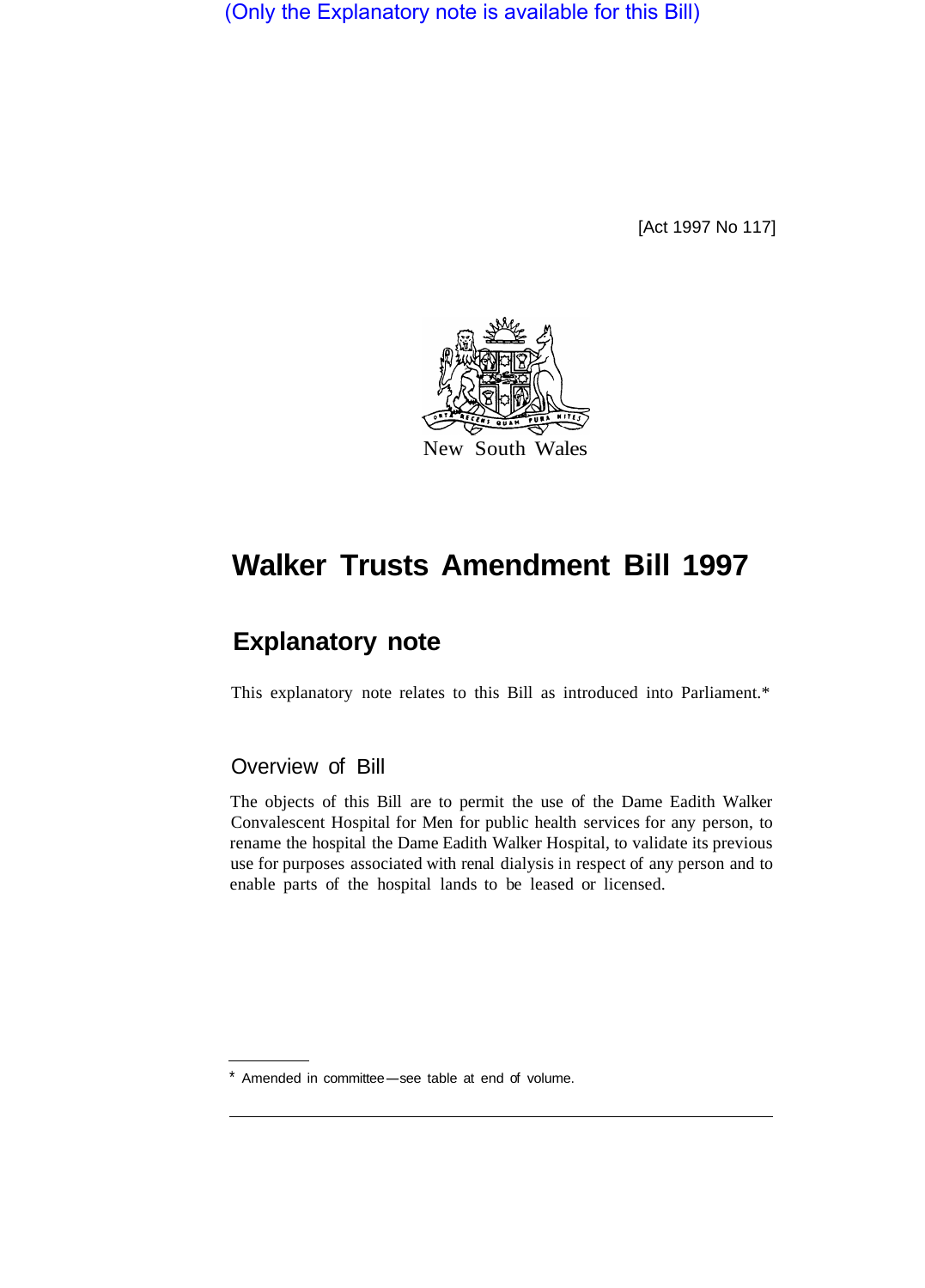(Only the Explanatory note is available for this Bill)

[Act 1997 No 117]

New South Wales

# Walker Trusts Amendment Bill 1997

## Explanatory note

This explanatory note relates to this Bill as introduced into Parliament.*

### Overview of Bill

The objects of this Bill are to permit the use of the Dame Eadith Walker Convalescent Hospital for Men for public health services for any person, to rename the hospital the Dame Eadith Walker Hospital, to validate its previous use for purposes associated with renal dialysis in respect of any person and to enable parts of the hospital lands to be leased or licensed.

\* Amended in committee—see table at end of volume.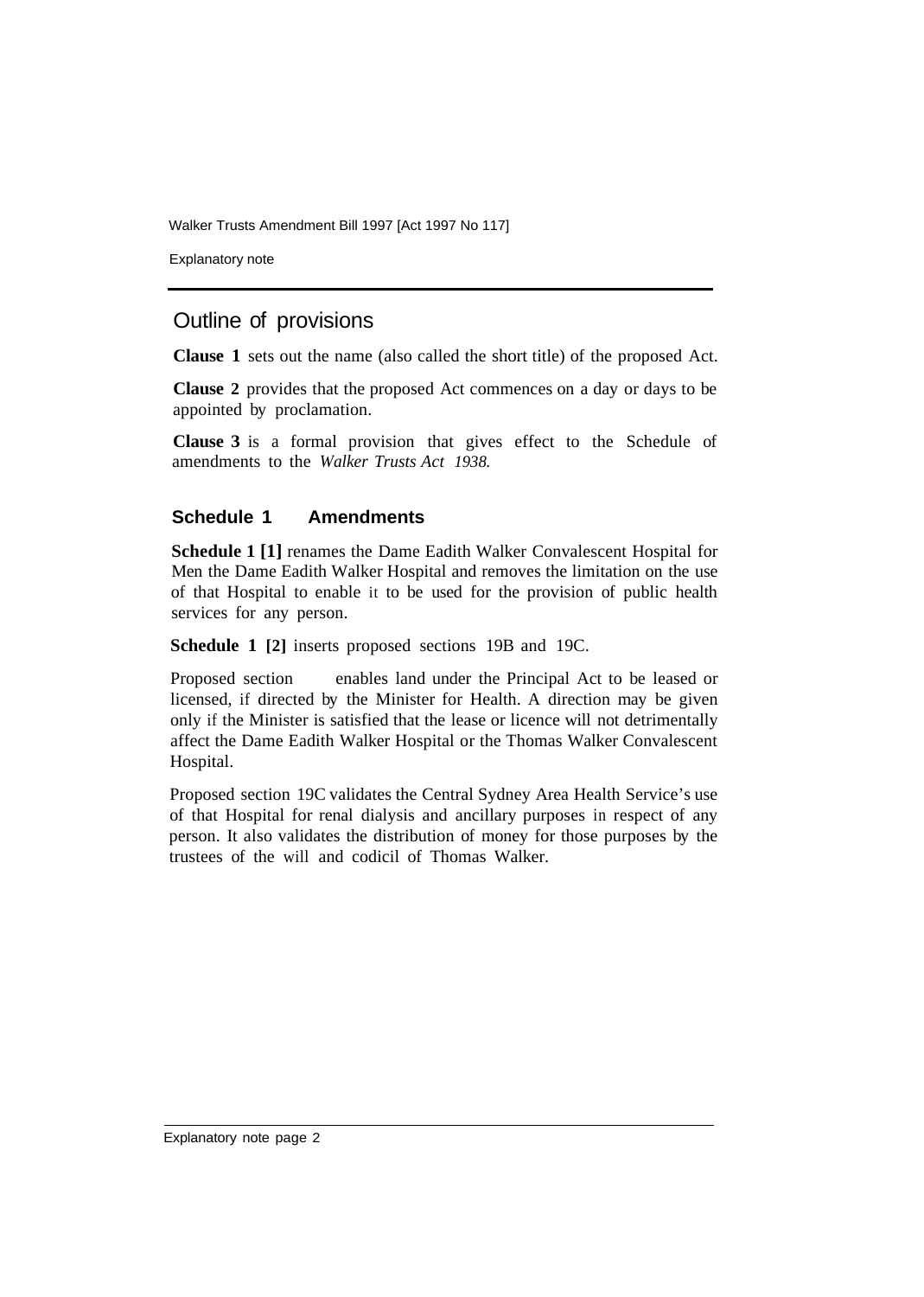## Outline of provisions

**Clause 1** sets out the name (also called the short title) of the proposed Act.

**Clause 2** provides that the proposed Act commences on a day or days to be appointed by proclamation.

**Clause 3** is a formal provision that gives effect to the Schedule of amendments to the *Walker Trusts Act 1938.*

### Schedule 1 Amendments

**Schedule 1 [1]** renames the Dame Eadith Walker Convalescent Hospital for Men the Dame Eadith Walker Hospital and removes the limitation on the use of that Hospital to enable it to be used for the provision of public health services for any person.

**Schedule 1 [2]** inserts proposed sections 19B and 19C.

Proposed section enables land under the Principal Act to be leased or licensed, if directed by the Minister for Health. A direction may be given only if the Minister is satisfied that the lease or licence will not detrimentally affect the Dame Eadith Walker Hospital or the Thomas Walker Convalescent Hospital.

Proposed section 19C validates the Central Sydney Area Health Service's use of that Hospital for renal dialysis and ancillary purposes in respect of any person. It also validates the distribution of money for those purposes by the trustees of the will and codicil of Thomas Walker.